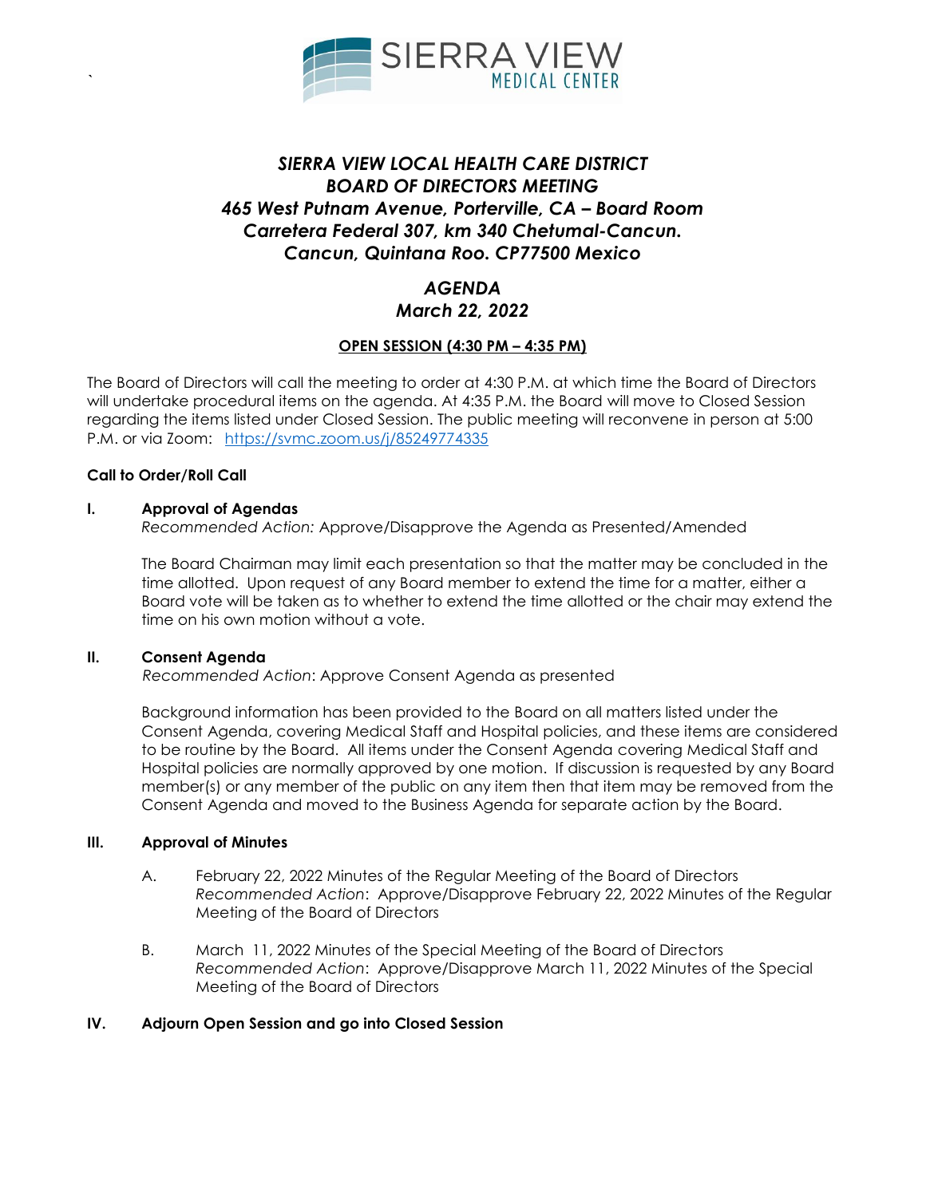# SIERRA VIEW LOCAL HEALTH CARE DISTRICT
# BOARD OF DIRECTORS MEETING
## *465 West Putnam Avenue, Porterville, CA – Board Room*
## *Carretera Federal 307, km 340 Chetumal-Cancun.*
## *Cancun, Quintana Roo. CP77500 Mexico*

## *AGENDA*
## *March 22, 2022*

**OPEN SESSION (4:30 PM – 4:35 PM)**

The Board of Directors will call the meeting to order at 4:30 P.M. at which time the Board of Directors will undertake procedural items on the agenda. At 4:35 P.M. the Board will move to Closed Session regarding the items listed under Closed Session. The public meeting will reconvene in person at 5:00 P.M. or via Zoom: https://svmc.zoom.us/j/85249774335

**Call to Order/Roll Call**

**I. Approval of Agendas**

*Recommended Action:* Approve/Disapprove the Agenda as Presented/Amended

The Board Chairman may limit each presentation so that the matter may be concluded in the time allotted. Upon request of any Board member to extend the time for a matter, either a Board vote will be taken as to whether to extend the time allotted or the chair may extend the time on his own motion without a vote.

**II. Consent Agenda**

*Recommended Action*: Approve Consent Agenda as presented

Background information has been provided to the Board on all matters listed under the Consent Agenda, covering Medical Staff and Hospital policies, and these items are considered to be routine by the Board. All items under the Consent Agenda covering Medical Staff and Hospital policies are normally approved by one motion. If discussion is requested by any Board member(s) or any member of the public on any item then that item may be removed from the Consent Agenda and moved to the Business Agenda for separate action by the Board.

**III. Approval of Minutes**

A. February 22, 2022 Minutes of the Regular Meeting of the Board of Directors
*Recommended Action*: Approve/Disapprove February 22, 2022 Minutes of the Regular Meeting of the Board of Directors

B. March 11, 2022 Minutes of the Special Meeting of the Board of Directors
*Recommended Action*: Approve/Disapprove March 11, 2022 Minutes of the Special Meeting of the Board of Directors

**IV. Adjourn Open Session and go into Closed Session**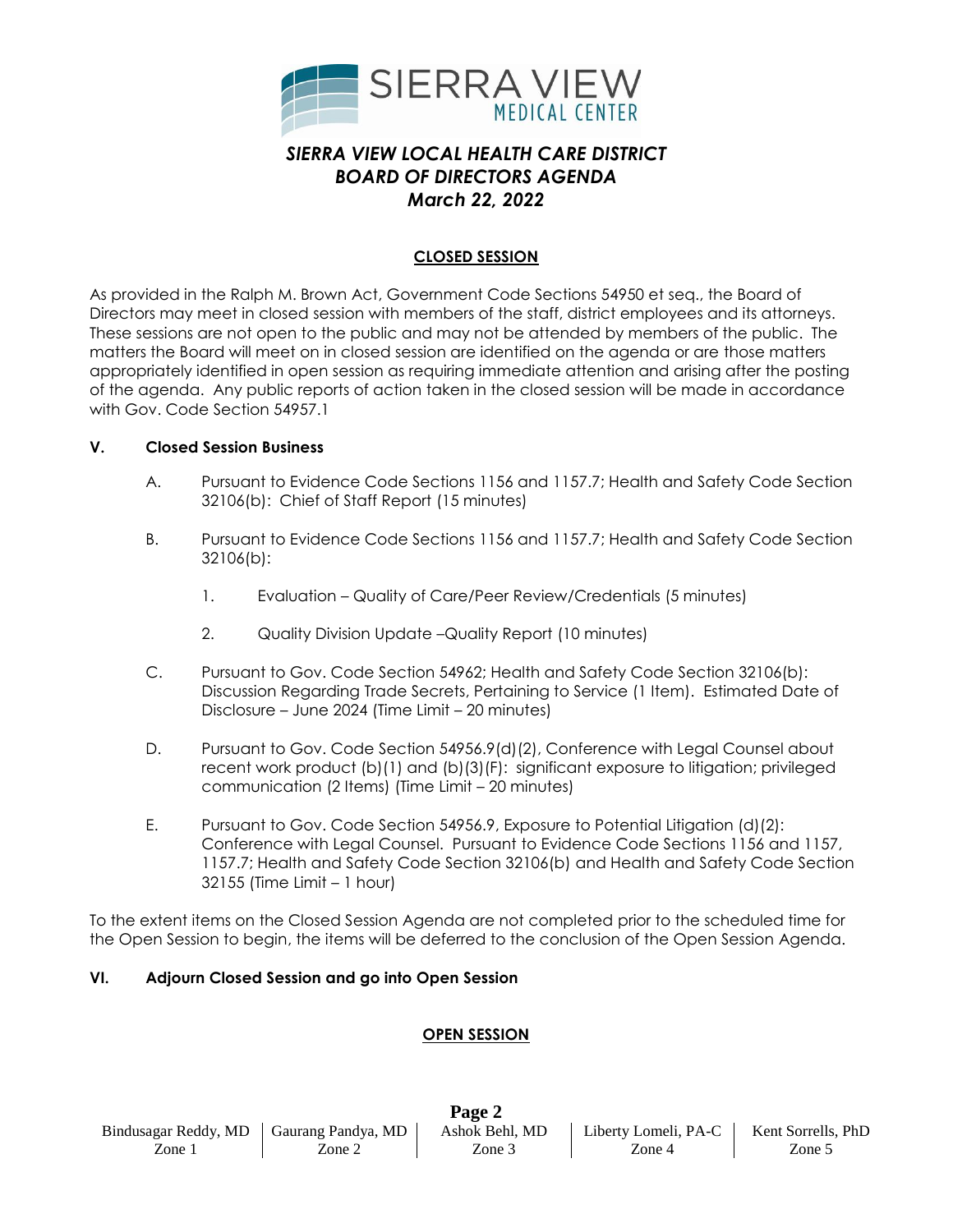*SIERRA VIEW LOCAL HEALTH CARE DISTRICT*
*BOARD OF DIRECTORS AGENDA*
*March 22, 2022*

**CLOSED SESSION**

As provided in the Ralph M. Brown Act, Government Code Sections 54950 et seq., the Board of Directors may meet in closed session with members of the staff, district employees and its attorneys. These sessions are not open to the public and may not be attended by members of the public. The matters the Board will meet on in closed session are identified on the agenda or are those matters appropriately identified in open session as requiring immediate attention and arising after the posting of the agenda. Any public reports of action taken in the closed session will be made in accordance with Gov. Code Section 54957.1

**V. Closed Session Business**

A. Pursuant to Evidence Code Sections 1156 and 1157.7; Health and Safety Code Section 32106(b): Chief of Staff Report (15 minutes)

B. Pursuant to Evidence Code Sections 1156 and 1157.7; Health and Safety Code Section 32106(b):

1. Evaluation – Quality of Care/Peer Review/Credentials (5 minutes)

2. Quality Division Update –Quality Report (10 minutes)

C. Pursuant to Gov. Code Section 54962; Health and Safety Code Section 32106(b): Discussion Regarding Trade Secrets, Pertaining to Service (1 Item). Estimated Date of Disclosure – June 2024 (Time Limit – 20 minutes)

D. Pursuant to Gov. Code Section 54956.9(d)(2), Conference with Legal Counsel about recent work product (b)(1) and (b)(3)(F): significant exposure to litigation; privileged communication (2 Items) (Time Limit – 20 minutes)

E. Pursuant to Gov. Code Section 54956.9, Exposure to Potential Litigation (d)(2): Conference with Legal Counsel. Pursuant to Evidence Code Sections 1156 and 1157, 1157.7; Health and Safety Code Section 32106(b) and Health and Safety Code Section 32155 (Time Limit – 1 hour)

To the extent items on the Closed Session Agenda are not completed prior to the scheduled time for the Open Session to begin, the items will be deferred to the conclusion of the Open Session Agenda.

**VI. Adjourn Closed Session and go into Open Session**

**OPEN SESSION**

| Bindusagar Reddy, MD | Gaurang Pandya, MD | Ashok Behl, MD | Liberty Lomeli, PA-C | Kent Sorrells, PhD |
|---|---|---|---|---|
| Zone 1 | Zone 2 | Zone 3 | Zone 4 | Zone 5 |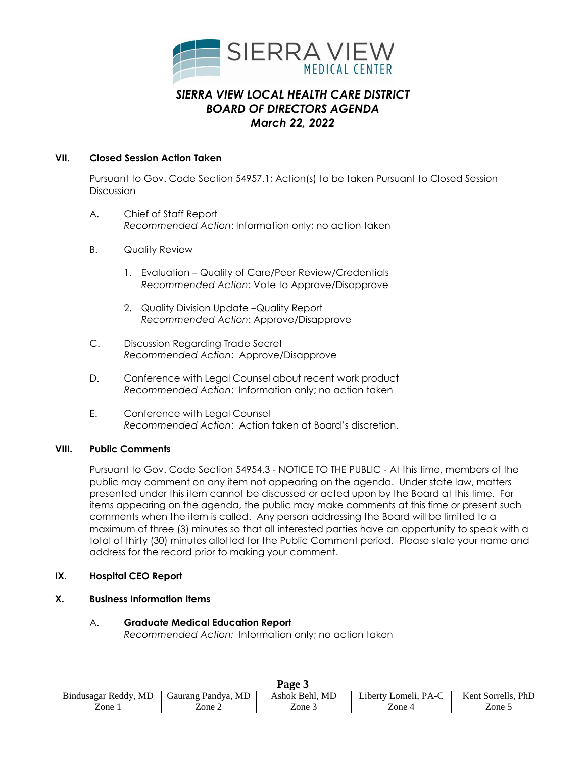# SIERRA VIEW LOCAL HEALTH CARE DISTRICT
## BOARD OF DIRECTORS AGENDA
## March 22, 2022

**VII. Closed Session Action Taken**

Pursuant to Gov. Code Section 54957.1; Action(s) to be taken Pursuant to Closed Session Discussion

A. Chief of Staff Report
*Recommended Action*: Information only; no action taken

B. Quality Review

1. Evaluation – Quality of Care/Peer Review/Credentials
*Recommended Action*: Vote to Approve/Disapprove

2. Quality Division Update –Quality Report
*Recommended Action*: Approve/Disapprove

C. Discussion Regarding Trade Secret
*Recommended Action*: Approve/Disapprove

D. Conference with Legal Counsel about recent work product
*Recommended Action*: Information only; no action taken

E. Conference with Legal Counsel
*Recommended Action*: Action taken at Board's discretion.

**VIII. Public Comments**

Pursuant to Gov. Code Section 54954.3 - NOTICE TO THE PUBLIC - At this time, members of the public may comment on any item not appearing on the agenda. Under state law, matters presented under this item cannot be discussed or acted upon by the Board at this time. For items appearing on the agenda, the public may make comments at this time or present such comments when the item is called. Any person addressing the Board will be limited to a maximum of three (3) minutes so that all interested parties have an opportunity to speak with a total of thirty (30) minutes allotted for the Public Comment period. Please state your name and address for the record prior to making your comment.

**IX. Hospital CEO Report**

**X. Business Information Items**

A. **Graduate Medical Education Report**
*Recommended Action:* Information only; no action taken

| Bindusagar Reddy, MD | Gaurang Pandya, MD | Ashok Behl, MD | Liberty Lomeli, PA-C | Kent Sorrells, PhD |
|---|---|---|---|---|
| Zone 1 | Zone 2 | Zone 3 | Zone 4 | Zone 5 |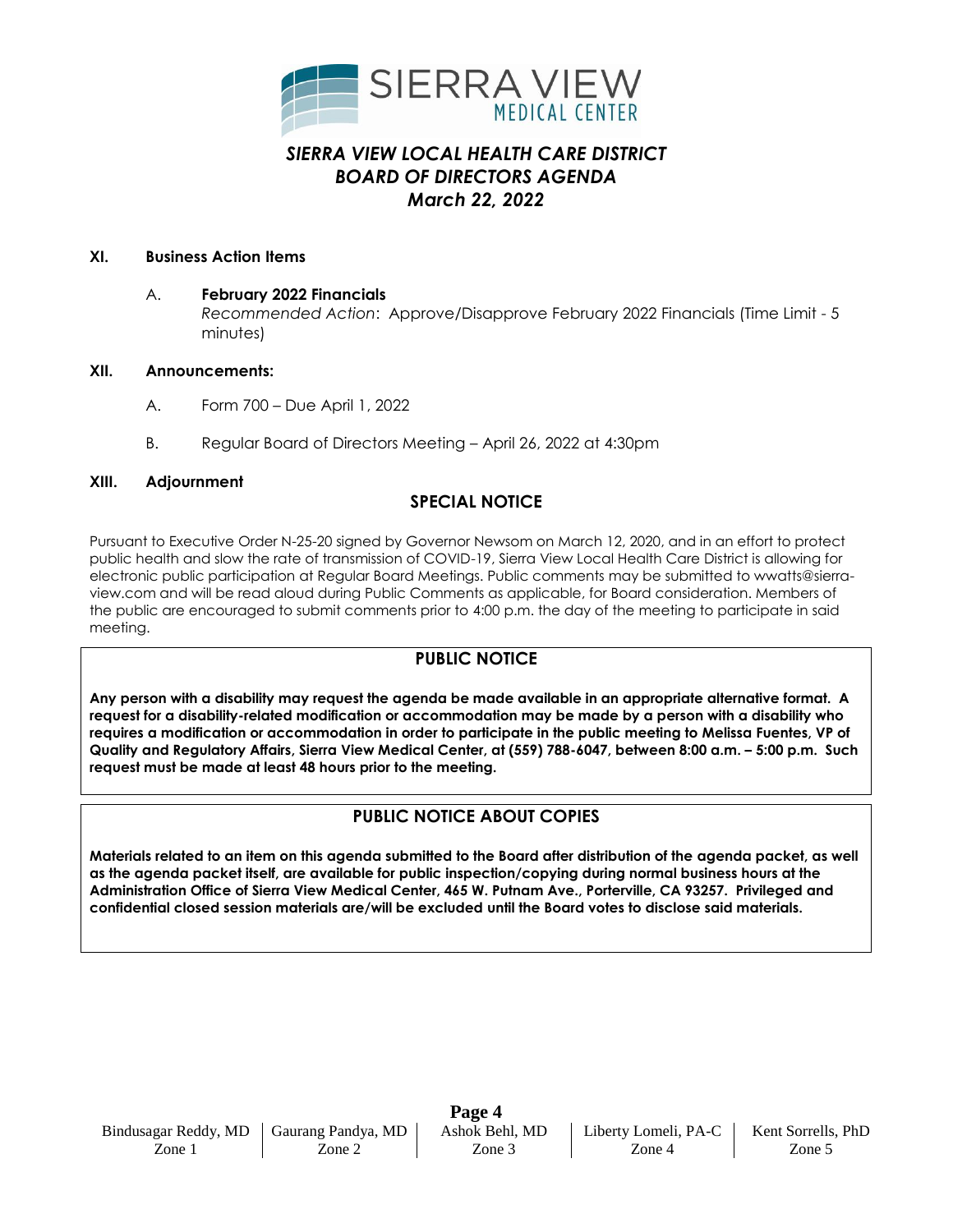# SIERRA VIEW LOCAL HEALTH CARE DISTRICT
# BOARD OF DIRECTORS AGENDA
# March 22, 2022

**XI. Business Action Items**

A. **February 2022 Financials**
*Recommended Action*: Approve/Disapprove February 2022 Financials (Time Limit - 5 minutes)

**XII. Announcements:**

A. Form 700 – Due April 1, 2022

B. Regular Board of Directors Meeting – April 26, 2022 at 4:30pm

**XIII. Adjournment**

## SPECIAL NOTICE

Pursuant to Executive Order N-25-20 signed by Governor Newsom on March 12, 2020, and in an effort to protect public health and slow the rate of transmission of COVID-19, Sierra View Local Health Care District is allowing for electronic public participation at Regular Board Meetings. Public comments may be submitted to wwatts@sierra-view.com and will be read aloud during Public Comments as applicable, for Board consideration. Members of the public are encouraged to submit comments prior to 4:00 p.m. the day of the meeting to participate in said meeting.

## PUBLIC NOTICE

**Any person with a disability may request the agenda be made available in an appropriate alternative format. A request for a disability-related modification or accommodation may be made by a person with a disability who requires a modification or accommodation in order to participate in the public meeting to Melissa Fuentes, VP of Quality and Regulatory Affairs, Sierra View Medical Center, at (559) 788-6047, between 8:00 a.m. – 5:00 p.m. Such request must be made at least 48 hours prior to the meeting.**

## PUBLIC NOTICE ABOUT COPIES

**Materials related to an item on this agenda submitted to the Board after distribution of the agenda packet, as well as the agenda packet itself, are available for public inspection/copying during normal business hours at the Administration Office of Sierra View Medical Center, 465 W. Putnam Ave., Porterville, CA 93257. Privileged and confidential closed session materials are/will be excluded until the Board votes to disclose said materials.**

| | | | | |
|---|---|---|---|---|
| Bindusagar Reddy, MD<br>Zone 1 | Gaurang Pandya, MD<br>Zone 2 | Ashok Behl, MD<br>Zone 3 | Liberty Lomeli, PA-C<br>Zone 4 | Kent Sorrells, PhD<br>Zone 5 |